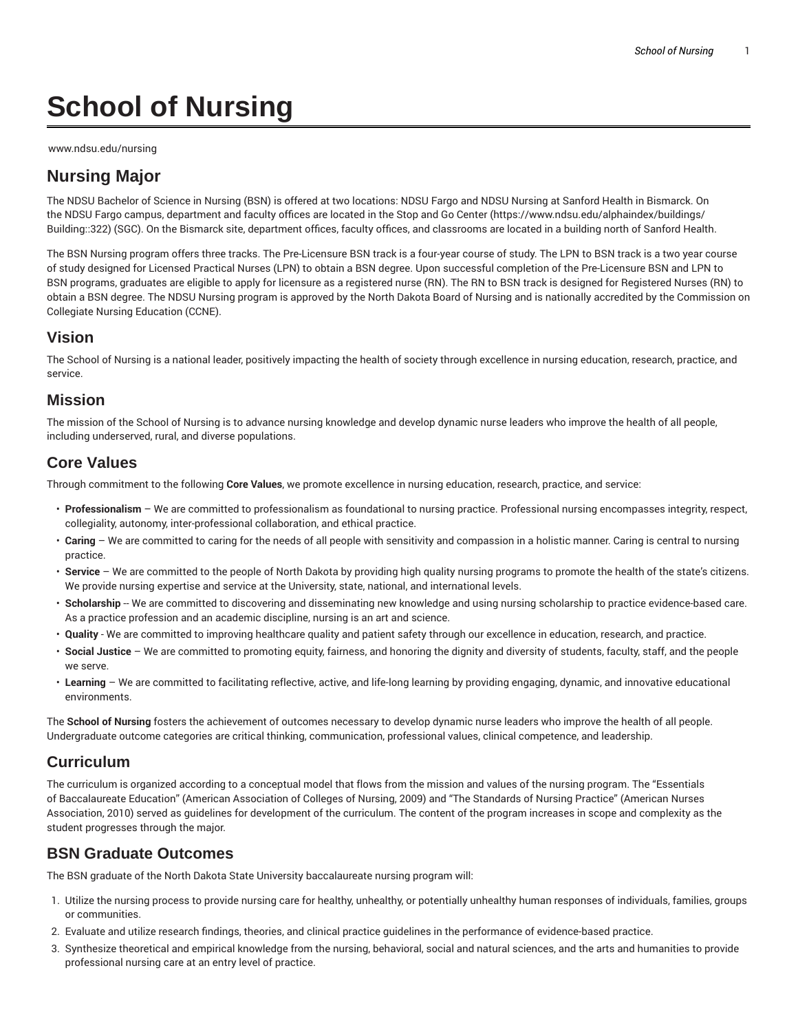# School of Nursing

www.ndsu.edu/nursing

## Nursing Major

The NDSU Bachelor of Science in Nursing (BSN) is offered at two locations: NDSU Fargo and NDSU Nursing at Sanford Health in Bismarck. On the NDSU Fargo campus, department and faculty offices are located in the Stop and Go Center (https://www.ndsu.edu/alphaindex/buildings/Building::322) (SGC). On the Bismarck site, department offices, faculty offices, and classrooms are located in a building north of Sanford Health.

The BSN Nursing program offers three tracks. The Pre-Licensure BSN track is a four-year course of study. The LPN to BSN track is a two year course of study designed for Licensed Practical Nurses (LPN) to obtain a BSN degree. Upon successful completion of the Pre-Licensure BSN and LPN to BSN programs, graduates are eligible to apply for licensure as a registered nurse (RN). The RN to BSN track is designed for Registered Nurses (RN) to obtain a BSN degree. The NDSU Nursing program is approved by the North Dakota Board of Nursing and is nationally accredited by the Commission on Collegiate Nursing Education (CCNE).

## Vision

The School of Nursing is a national leader, positively impacting the health of society through excellence in nursing education, research, practice, and service.

## Mission

The mission of the School of Nursing is to advance nursing knowledge and develop dynamic nurse leaders who improve the health of all people, including underserved, rural, and diverse populations.

## Core Values

Through commitment to the following **Core Values**, we promote excellence in nursing education, research, practice, and service:

- **Professionalism** – We are committed to professionalism as foundational to nursing practice. Professional nursing encompasses integrity, respect, collegiality, autonomy, inter-professional collaboration, and ethical practice.
- **Caring** – We are committed to caring for the needs of all people with sensitivity and compassion in a holistic manner. Caring is central to nursing practice.
- **Service** – We are committed to the people of North Dakota by providing high quality nursing programs to promote the health of the state's citizens. We provide nursing expertise and service at the University, state, national, and international levels.
- **Scholarship** -- We are committed to discovering and disseminating new knowledge and using nursing scholarship to practice evidence-based care. As a practice profession and an academic discipline, nursing is an art and science.
- **Quality** - We are committed to improving healthcare quality and patient safety through our excellence in education, research, and practice.
- **Social Justice** – We are committed to promoting equity, fairness, and honoring the dignity and diversity of students, faculty, staff, and the people we serve.
- **Learning** – We are committed to facilitating reflective, active, and life-long learning by providing engaging, dynamic, and innovative educational environments.

The **School of Nursing** fosters the achievement of outcomes necessary to develop dynamic nurse leaders who improve the health of all people. Undergraduate outcome categories are critical thinking, communication, professional values, clinical competence, and leadership.

## Curriculum

The curriculum is organized according to a conceptual model that flows from the mission and values of the nursing program. The "Essentials of Baccalaureate Education" (American Association of Colleges of Nursing, 2009) and "The Standards of Nursing Practice" (American Nurses Association, 2010) served as guidelines for development of the curriculum. The content of the program increases in scope and complexity as the student progresses through the major.

## BSN Graduate Outcomes

The BSN graduate of the North Dakota State University baccalaureate nursing program will:

1. Utilize the nursing process to provide nursing care for healthy, unhealthy, or potentially unhealthy human responses of individuals, families, groups or communities.
2. Evaluate and utilize research findings, theories, and clinical practice guidelines in the performance of evidence-based practice.
3. Synthesize theoretical and empirical knowledge from the nursing, behavioral, social and natural sciences, and the arts and humanities to provide professional nursing care at an entry level of practice.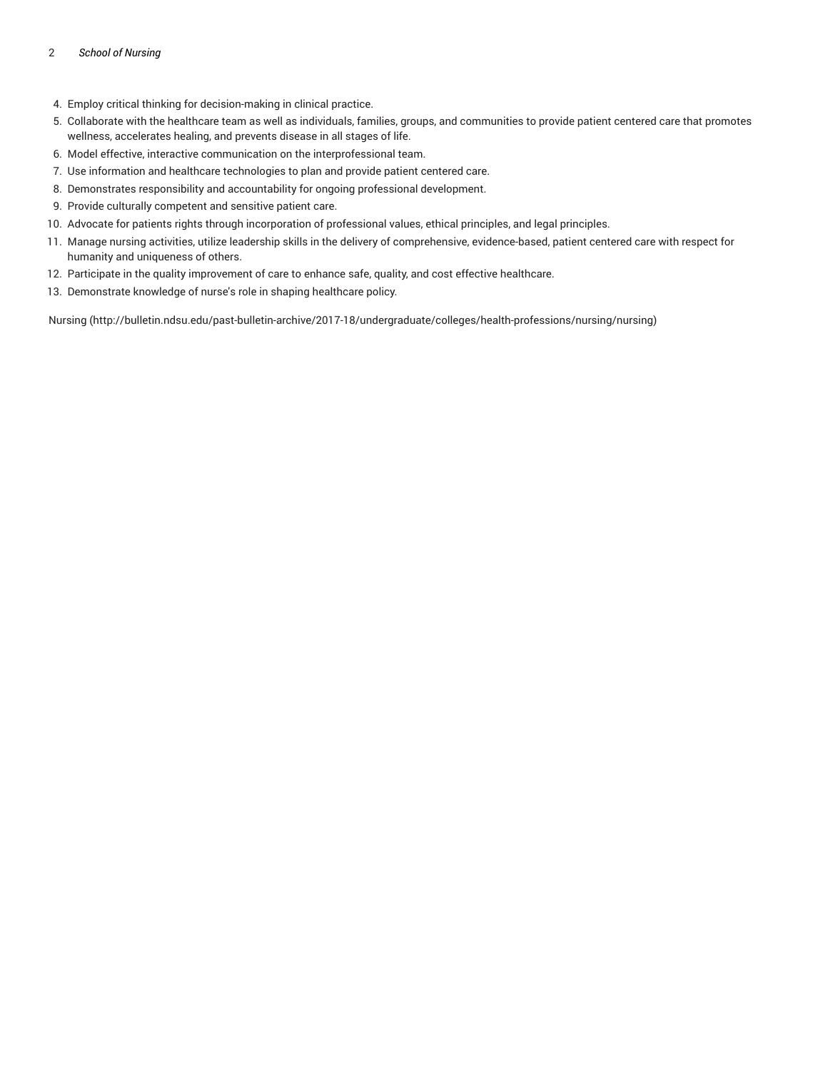4. Employ critical thinking for decision-making in clinical practice.
5. Collaborate with the healthcare team as well as individuals, families, groups, and communities to provide patient centered care that promotes wellness, accelerates healing, and prevents disease in all stages of life.
6. Model effective, interactive communication on the interprofessional team.
7. Use information and healthcare technologies to plan and provide patient centered care.
8. Demonstrates responsibility and accountability for ongoing professional development.
9. Provide culturally competent and sensitive patient care.
10. Advocate for patients rights through incorporation of professional values, ethical principles, and legal principles.
11. Manage nursing activities, utilize leadership skills in the delivery of comprehensive, evidence-based, patient centered care with respect for humanity and uniqueness of others.
12. Participate in the quality improvement of care to enhance safe, quality, and cost effective healthcare.
13. Demonstrate knowledge of nurse's role in shaping healthcare policy.

Nursing (http://bulletin.ndsu.edu/past-bulletin-archive/2017-18/undergraduate/colleges/health-professions/nursing/nursing)